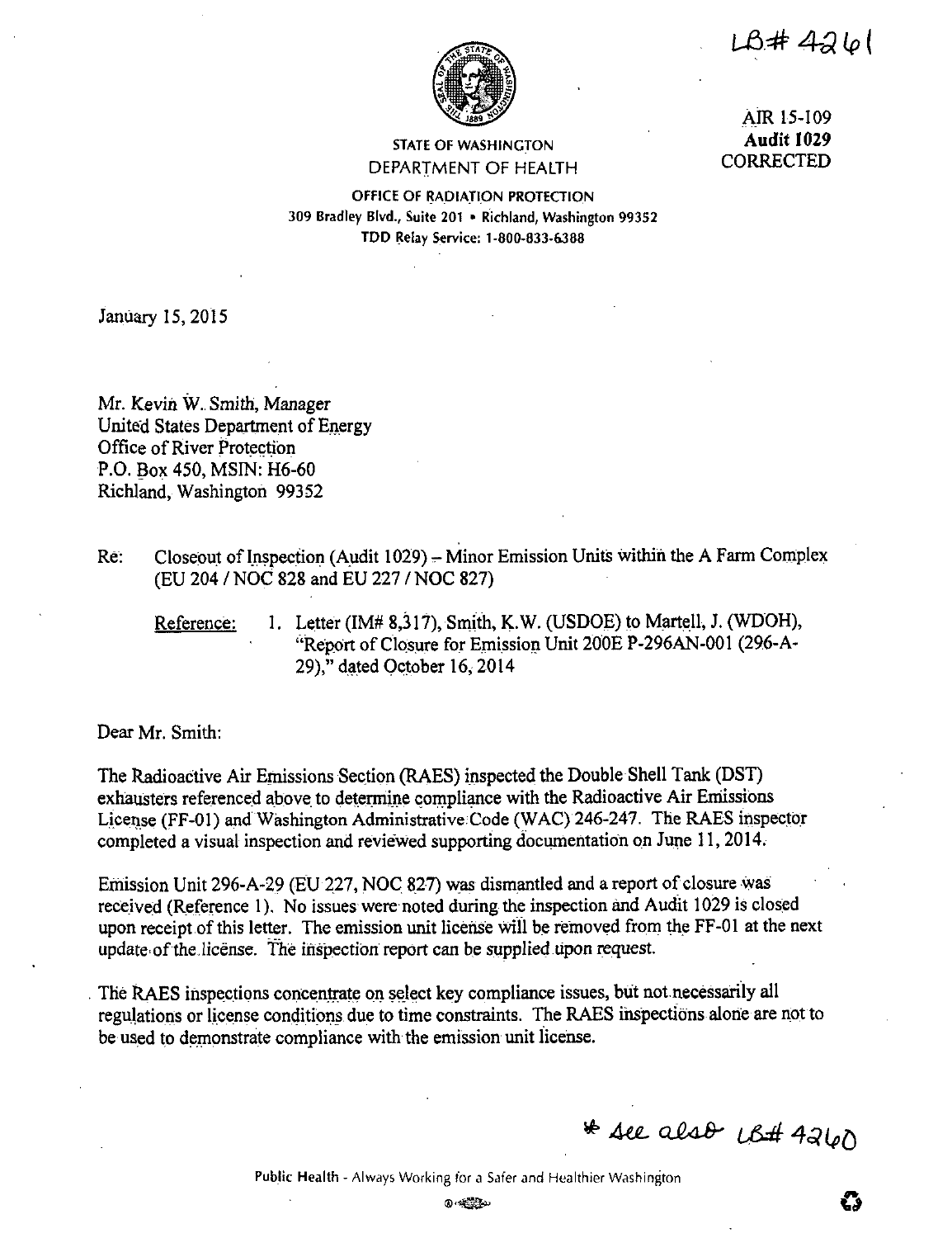LB# 4261

AIR 15-109
**Audit 1029**
CORRECTED

STATE OF WASHINGTON
DEPARTMENT OF HEALTH

OFFICE OF RADIATION PROTECTION
309 Bradley Blvd., Suite 201 • Richland, Washington 99352
TDD Relay Service: 1-800-833-6388

January 15, 2015

Mr. Kevin W. Smith, Manager
United States Department of Energy
Office of River Protection
P.O. Box 450, MSIN: H6-60
Richland, Washington 99352

Re: Closeout of Inspection (Audit 1029) – Minor Emission Units within the A Farm Complex (EU 204 / NOC 828 and EU 227 / NOC 827)

Reference: 1. Letter (IM# 8,317), Smith, K.W. (USDOE) to Martell, J. (WDOH), "Report of Closure for Emission Unit 200E P-296AN-001 (296-A-29)," dated October 16, 2014

Dear Mr. Smith:

The Radioactive Air Emissions Section (RAES) inspected the Double Shell Tank (DST) exhausters referenced above to determine compliance with the Radioactive Air Emissions License (FF-01) and Washington Administrative Code (WAC) 246-247. The RAES inspector completed a visual inspection and reviewed supporting documentation on June 11, 2014.

Emission Unit 296-A-29 (EU 227, NOC 827) was dismantled and a report of closure was received (Reference 1). No issues were noted during the inspection and Audit 1029 is closed upon receipt of this letter. The emission unit license will be removed from the FF-01 at the next update of the license. The inspection report can be supplied upon request.

The RAES inspections concentrate on select key compliance issues, but not necessarily all regulations or license conditions due to time constraints. The RAES inspections alone are not to be used to demonstrate compliance with the emission unit license.

* see also LB# 4260

Public Health - Always Working for a Safer and Healthier Washington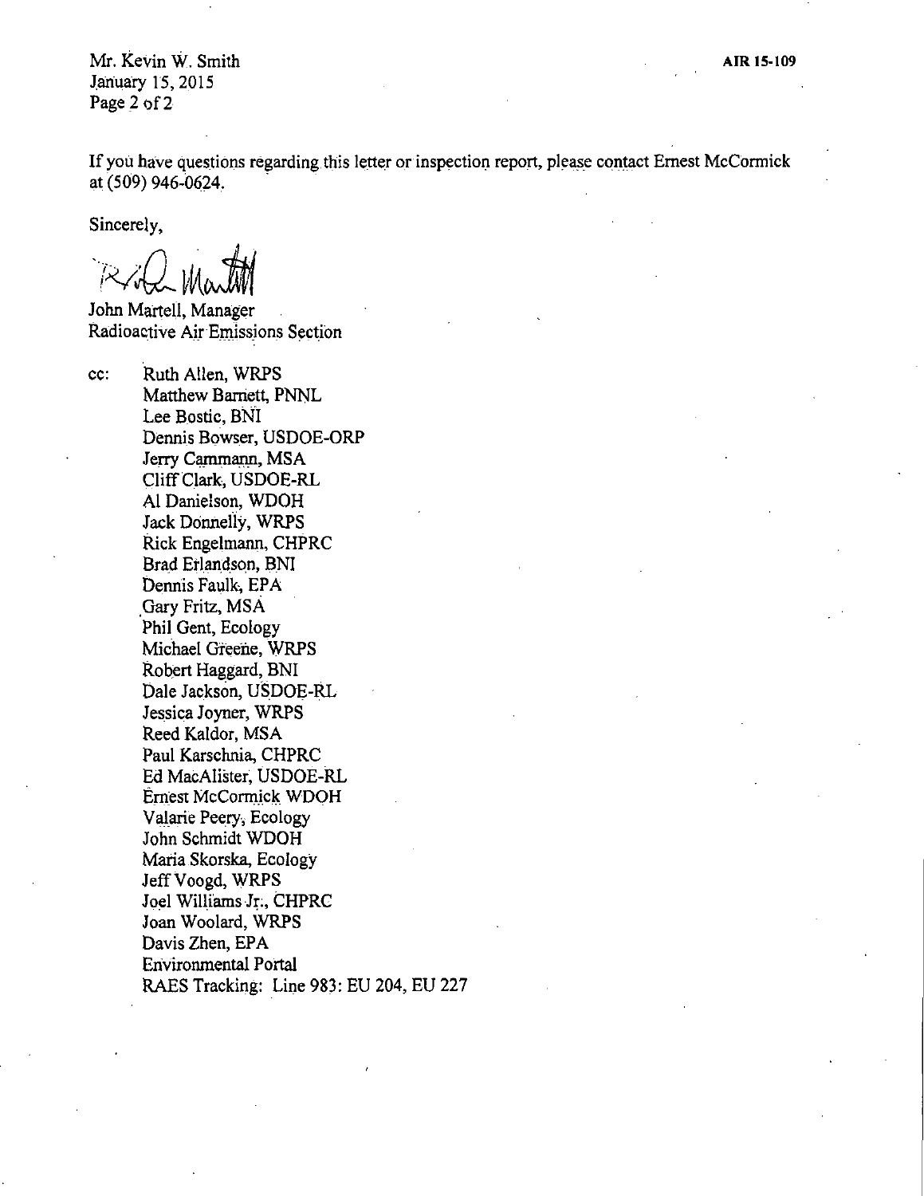If you have questions regarding this letter or inspection report, please contact Ernest McCormick at (509) 946-0624.

Sincerely,

John Martell, Manager
Radioactive Air Emissions Section

cc: Ruth Allen, WRPS
Matthew Barnett, PNNL
Lee Bostic, BNI
Dennis Bowser, USDOE-ORP
Jerry Cammann, MSA
Cliff Clark, USDOE-RL
Al Danielson, WDOH
Jack Donnelly, WRPS
Rick Engelmann, CHPRC
Brad Erlandson, BNI
Dennis Faulk, EPA
Gary Fritz, MSA
Phil Gent, Ecology
Michael Greene, WRPS
Robert Haggard, BNI
Dale Jackson, USDOE-RL
Jessica Joyner, WRPS
Reed Kaldor, MSA
Paul Karschnia, CHPRC
Ed MacAlister, USDOE-RL
Ernest McCormick WDOH
Valarie Peery, Ecology
John Schmidt WDOH
Maria Skorska, Ecology
Jeff Voogd, WRPS
Joel Williams Jr., CHPRC
Joan Woolard, WRPS
Davis Zhen, EPA
Environmental Portal
RAES Tracking: Line 983: EU 204, EU 227